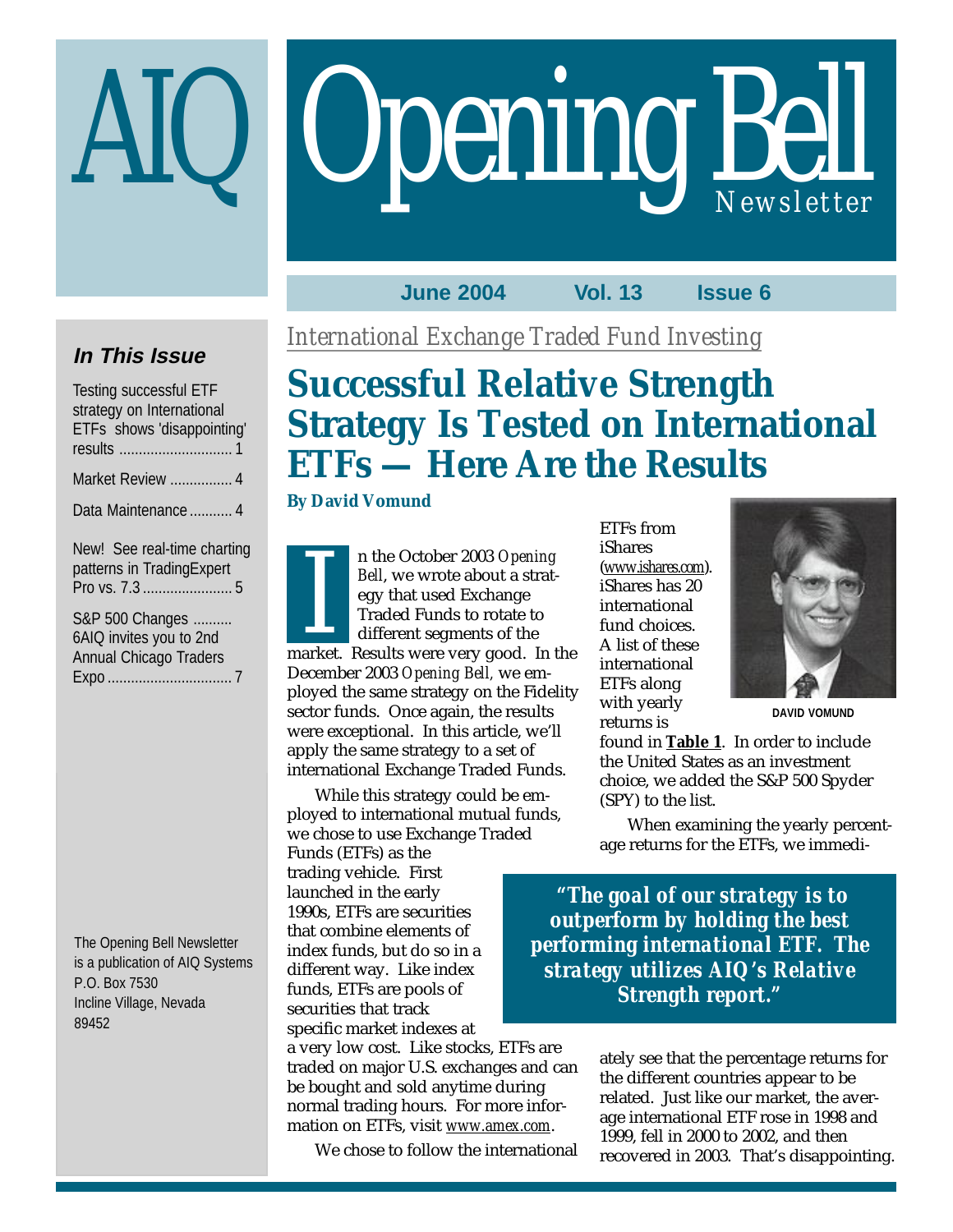# AIQ Opening Bell Newsletter

**June 2004 Vol. 13 Issue 6**

### In This Issue

- Testing successful ETF strategy on International ETFs shows 'disappointing' results ............ 1
- Market Review ................ 4
- Data Maintenance ........... 4
- New! See real-time charting patterns in TradingExpert Pro vs. 7.3 ...................... 5
- S&P 500 Changes .......... 6
- AIQ invites you to 2nd Annual Chicago Traders Expo ................................ 7

The Opening Bell Newsletter is a publication of AIQ Systems
P.O. Box 7530
Incline Village, Nevada 89452

*International Exchange Traded Fund Investing*

## Successful Relative Strength Strategy Is Tested on International ETFs — Here Are the Results

**By David Vomund**

In the October 2003 *Opening Bell*, we wrote about a strategy that used Exchange Traded Funds to rotate to different segments of the market. Results were very good. In the December 2003 *Opening Bell,* we employed the same strategy on the Fidelity sector funds. Once again, the results were exceptional. In this article, we'll apply the same strategy to a set of international Exchange Traded Funds.

While this strategy could be employed to international mutual funds, we chose to use Exchange Traded Funds (ETFs) as the trading vehicle. First launched in the early 1990s, ETFs are securities that combine elements of index funds, but do so in a different way. Like index funds, ETFs are pools of securities that track specific market indexes at a very low cost. Like stocks, ETFs are traded on major U.S. exchanges and can be bought and sold anytime during normal trading hours. For more information on ETFs, visit www.amex.com.

We chose to follow the international ETFs from iShares (www.ishares.com). iShares has 20 international fund choices. A list of these international ETFs along with yearly returns is found in **Table 1**. In order to include the United States as an investment choice, we added the S&P 500 Spyder (SPY) to the list.

DAVID VOMUND

When examining the yearly percentage returns for the ETFs, we immediately see that the percentage returns for the different countries appear to be related. Just like our market, the average international ETF rose in 1998 and 1999, fell in 2000 to 2002, and then recovered in 2003. That's disappointing.

> *"The goal of our strategy is to outperform by holding the best performing international ETF. The strategy utilizes AIQ's Relative Strength report."*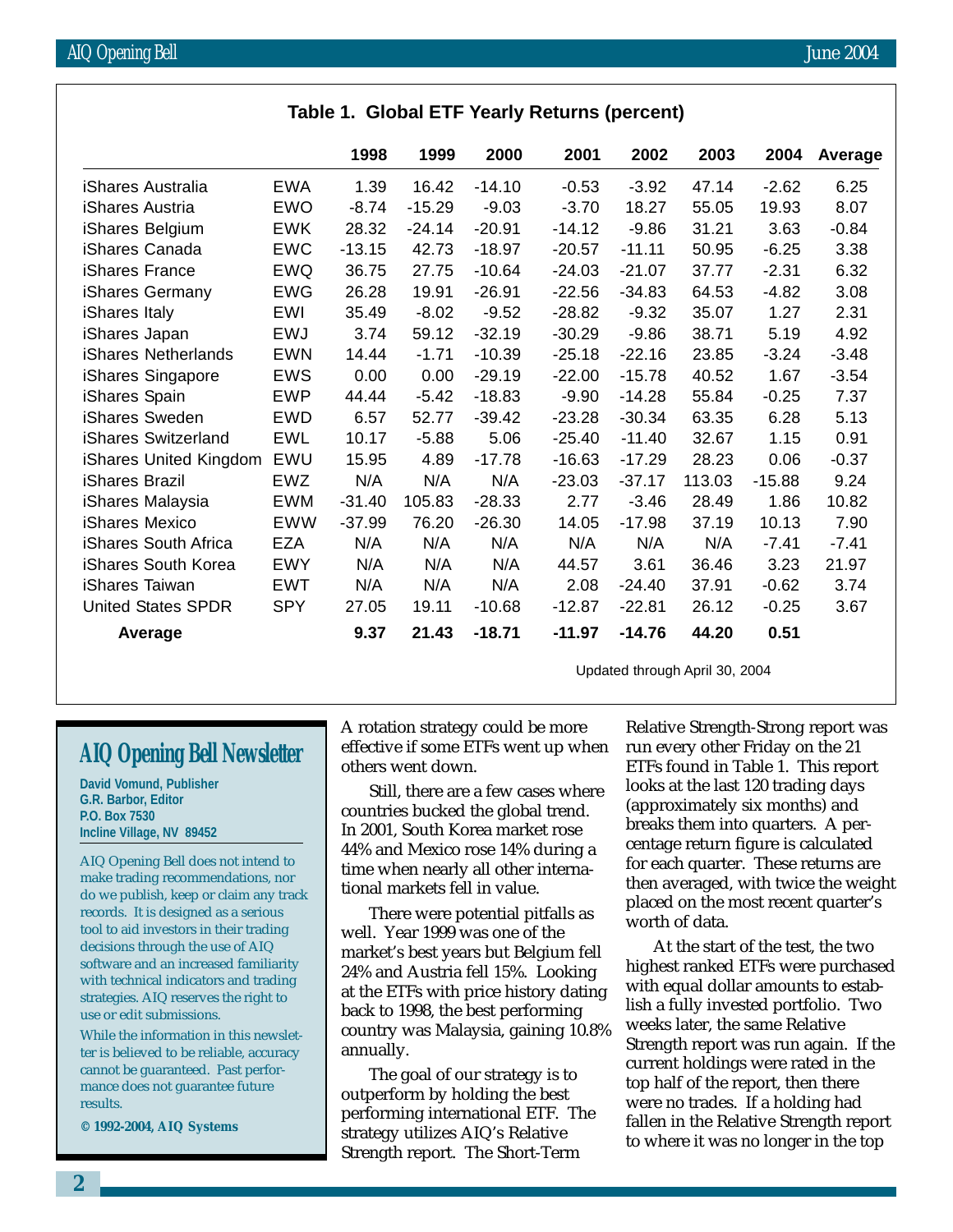**Table 1. Global ETF Yearly Returns (percent)**

| | | 1998 | 1999 | 2000 | 2001 | 2002 | 2003 | 2004 | Average |
|---|---|---|---|---|---|---|---|---|---|
| iShares Australia | EWA | 1.39 | 16.42 | -14.10 | -0.53 | -3.92 | 47.14 | -2.62 | 6.25 |
| iShares Austria | EWO | -8.74 | -15.29 | -9.03 | -3.70 | 18.27 | 55.05 | 19.93 | 8.07 |
| iShares Belgium | EWK | 28.32 | -24.14 | -20.91 | -14.12 | -9.86 | 31.21 | 3.63 | -0.84 |
| iShares Canada | EWC | -13.15 | 42.73 | -18.97 | -20.57 | -11.11 | 50.95 | -6.25 | 3.38 |
| iShares France | EWQ | 36.75 | 27.75 | -10.64 | -24.03 | -21.07 | 37.77 | -2.31 | 6.32 |
| iShares Germany | EWG | 26.28 | 19.91 | -26.91 | -22.56 | -34.83 | 64.53 | -4.82 | 3.08 |
| iShares Italy | EWI | 35.49 | -8.02 | -9.52 | -28.82 | -9.32 | 35.07 | 1.27 | 2.31 |
| iShares Japan | EWJ | 3.74 | 59.12 | -32.19 | -30.29 | -9.86 | 38.71 | 5.19 | 4.92 |
| iShares Netherlands | EWN | 14.44 | -1.71 | -10.39 | -25.18 | -22.16 | 23.85 | -3.24 | -3.48 |
| iShares Singapore | EWS | 0.00 | 0.00 | -29.19 | -22.00 | -15.78 | 40.52 | 1.67 | -3.54 |
| iShares Spain | EWP | 44.44 | -5.42 | -18.83 | -9.90 | -14.28 | 55.84 | -0.25 | 7.37 |
| iShares Sweden | EWD | 6.57 | 52.77 | -39.42 | -23.28 | -30.34 | 63.35 | 6.28 | 5.13 |
| iShares Switzerland | EWL | 10.17 | -5.88 | 5.06 | -25.40 | -11.40 | 32.67 | 1.15 | 0.91 |
| iShares United Kingdom | EWU | 15.95 | 4.89 | -17.78 | -16.63 | -17.29 | 28.23 | 0.06 | -0.37 |
| iShares Brazil | EWZ | N/A | N/A | N/A | -23.03 | -37.17 | 113.03 | -15.88 | 9.24 |
| iShares Malaysia | EWM | -31.40 | 105.83 | -28.33 | 2.77 | -3.46 | 28.49 | 1.86 | 10.82 |
| iShares Mexico | EWW | -37.99 | 76.20 | -26.30 | 14.05 | -17.98 | 37.19 | 10.13 | 7.90 |
| iShares South Africa | EZA | N/A | N/A | N/A | N/A | N/A | N/A | -7.41 | -7.41 |
| iShares South Korea | EWY | N/A | N/A | N/A | 44.57 | 3.61 | 36.46 | 3.23 | 21.97 |
| iShares Taiwan | EWT | N/A | N/A | N/A | 2.08 | -24.40 | 37.91 | -0.62 | 3.74 |
| United States SPDR | SPY | 27.05 | 19.11 | -10.68 | -12.87 | -22.81 | 26.12 | -0.25 | 3.67 |
| **Average** | | **9.37** | **21.43** | **-18.71** | **-11.97** | **-14.76** | **44.20** | **0.51** | |

Updated through April 30, 2004

## AIQ Opening Bell Newsletter

**David Vomund, Publisher**
**G.R. Barbor, Editor**
**P.O. Box 7530**
**Incline Village, NV 89452**

AIQ Opening Bell does not intend to make trading recommendations, nor do we publish, keep or claim any track records. It is designed as a serious tool to aid investors in their trading decisions through the use of AIQ software and an increased familiarity with technical indicators and trading strategies. AIQ reserves the right to use or edit submissions.

While the information in this newsletter is believed to be reliable, accuracy cannot be guaranteed. Past performance does not guarantee future results.

**© 1992-2004, AIQ Systems**

A rotation strategy could be more effective if some ETFs went up when others went down.

Still, there are a few cases where countries bucked the global trend. In 2001, South Korea market rose 44% and Mexico rose 14% during a time when nearly all other international markets fell in value.

There were potential pitfalls as well. Year 1999 was one of the market's best years but Belgium fell 24% and Austria fell 15%. Looking at the ETFs with price history dating back to 1998, the best performing country was Malaysia, gaining 10.8% annually.

The goal of our strategy is to outperform by holding the best performing international ETF. The strategy utilizes AIQ's Relative Strength report. The Short-Term Relative Strength-Strong report was run every other Friday on the 21 ETFs found in Table 1. This report looks at the last 120 trading days (approximately six months) and breaks them into quarters. A percentage return figure is calculated for each quarter. These returns are then averaged, with twice the weight placed on the most recent quarter's worth of data.

At the start of the test, the two highest ranked ETFs were purchased with equal dollar amounts to establish a fully invested portfolio. Two weeks later, the same Relative Strength report was run again. If the current holdings were rated in the top half of the report, then there were no trades. If a holding had fallen in the Relative Strength report to where it was no longer in the top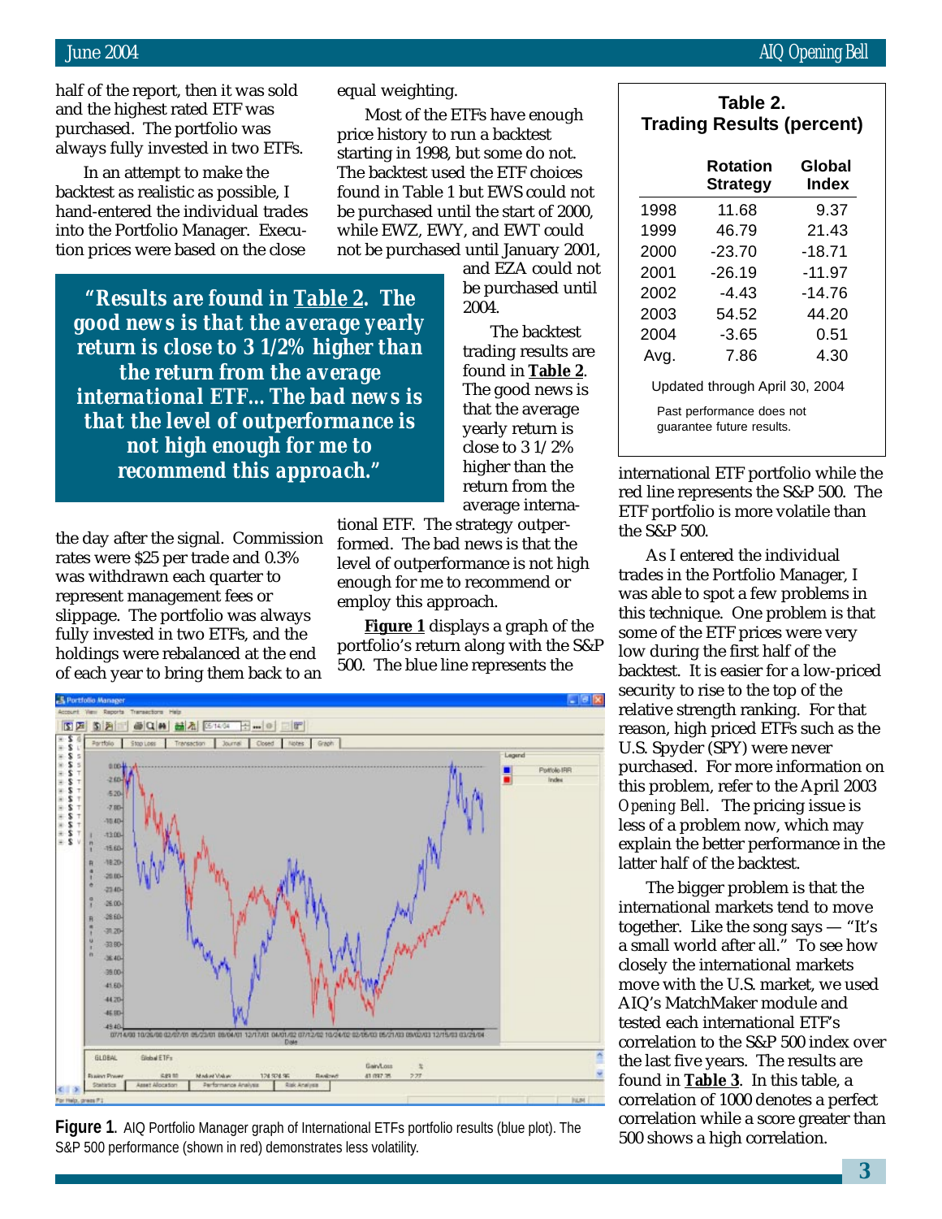half of the report, then it was sold and the highest rated ETF was purchased. The portfolio was always fully invested in two ETFs.

In an attempt to make the backtest as realistic as possible, I hand-entered the individual trades into the Portfolio Manager. Execution prices were based on the close the day after the signal. Commission rates were $25 per trade and 0.3% was withdrawn each quarter to represent management fees or slippage. The portfolio was always fully invested in two ETFs, and the holdings were rebalanced at the end of each year to bring them back to an equal weighting.

> ***"Results are found in Table 2. The good news is that the average yearly return is close to 3 1/2% higher than the return from the average international ETF... The bad news is that the level of outperformance is not high enough for me to recommend this approach."***

Most of the ETFs have enough price history to run a backtest starting in 1998, but some do not. The backtest used the ETF choices found in Table 1 but EWS could not be purchased until the start of 2000, while EWZ, EWY, and EWT could not be purchased until January 2001, and EZA could not be purchased until 2004.

The backtest trading results are found in **Table 2**. The good news is that the average yearly return is close to 3 1/2% higher than the return from the average international ETF. The strategy outperformed. The bad news is that the level of outperformance is not high enough for me to recommend or employ this approach.

**Figure 1** displays a graph of the portfolio's return along with the S&P 500. The blue line represents the international ETF portfolio while the red line represents the S&P 500. The ETF portfolio is more volatile than the S&P 500.

**Table 2. Trading Results (percent)**

| | Rotation Strategy | Global Index |
|---|---|---|
| 1998 | 11.68 | 9.37 |
| 1999 | 46.79 | 21.43 |
| 2000 | -23.70 | -18.71 |
| 2001 | -26.19 | -11.97 |
| 2002 | -4.43 | -14.76 |
| 2003 | 54.52 | 44.20 |
| 2004 | -3.65 | 0.51 |
| Avg. | 7.86 | 4.30 |

Updated through April 30, 2004

Past performance does not guarantee future results.

**Figure 1.** AIQ Portfolio Manager graph of International ETFs portfolio results (blue plot). The S&P 500 performance (shown in red) demonstrates less volatility.

As I entered the individual trades in the Portfolio Manager, I was able to spot a few problems in this technique. One problem is that some of the ETF prices were very low during the first half of the backtest. It is easier for a low-priced security to rise to the top of the relative strength ranking. For that reason, high priced ETFs such as the U.S. Spyder (SPY) were never purchased. For more information on this problem, refer to the April 2003 *Opening Bell*. The pricing issue is less of a problem now, which may explain the better performance in the latter half of the backtest.

The bigger problem is that the international markets tend to move together. Like the song says — "It's a small world after all." To see how closely the international markets move with the U.S. market, we used AIQ's MatchMaker module and tested each international ETF's correlation to the S&P 500 index over the last five years. The results are found in **Table 3**. In this table, a correlation of 1000 denotes a perfect correlation while a score greater than 500 shows a high correlation.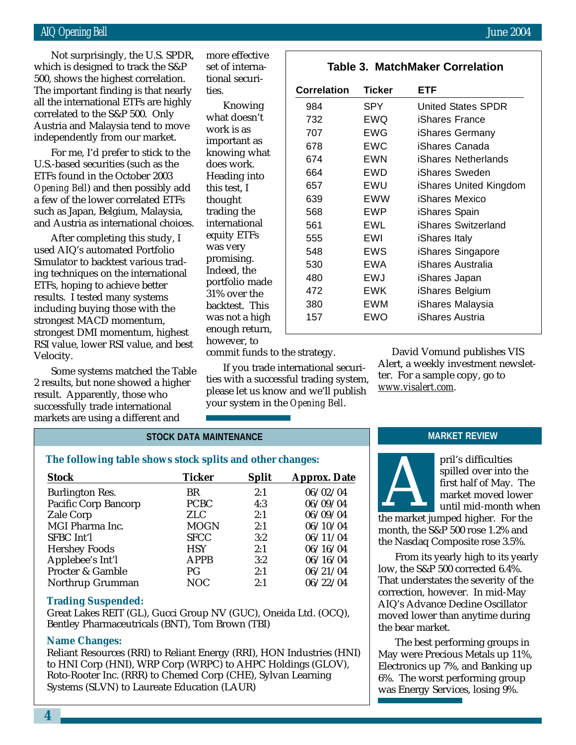Not surprisingly, the U.S. SPDR, which is designed to track the S&P 500, shows the highest correlation. The important finding is that nearly all the international ETFs are highly correlated to the S&P 500. Only Austria and Malaysia tend to move independently from our market.

For me, I'd prefer to stick to the U.S.-based securities (such as the ETFs found in the October 2003 *Opening Bell*) and then possibly add a few of the lower correlated ETFs such as Japan, Belgium, Malaysia, and Austria as international choices.

After completing this study, I used AIQ's automated Portfolio Simulator to backtest various trading techniques on the international ETFs, hoping to achieve better results. I tested many systems including buying those with the strongest MACD momentum, strongest DMI momentum, highest RSI value, lower RSI value, and best Velocity.

Some systems matched the Table 2 results, but none showed a higher result. Apparently, those who successfully trade international markets are using a different and more effective set of international securities.

Knowing what doesn't work is as important as knowing what does work. Heading into this test, I thought trading the international equity ETFs was very promising. Indeed, the portfolio made 31% over the backtest. This was not a high enough return, however, to commit funds to the strategy.

If you trade international securities with a successful trading system, please let us know and we'll publish your system in the *Opening Bell*.

**Table 3. MatchMaker Correlation**

| Correlation | Ticker | ETF |
|---|---|---|
| 984 | SPY | United States SPDR |
| 732 | EWQ | iShares France |
| 707 | EWG | iShares Germany |
| 678 | EWC | iShares Canada |
| 674 | EWN | iShares Netherlands |
| 664 | EWD | iShares Sweden |
| 657 | EWU | iShares United Kingdom |
| 639 | EWW | iShares Mexico |
| 568 | EWP | iShares Spain |
| 561 | EWL | iShares Switzerland |
| 555 | EWI | iShares Italy |
| 548 | EWS | iShares Singapore |
| 530 | EWA | iShares Australia |
| 480 | EWJ | iShares Japan |
| 472 | EWK | iShares Belgium |
| 380 | EWM | iShares Malaysia |
| 157 | EWO | iShares Austria |

David Vomund publishes VIS Alert, a weekly investment newsletter. For a sample copy, go to www.visalert.com.

## STOCK DATA MAINTENANCE

**The following table shows stock splits and other changes:**

| Stock | Ticker | Split | Approx. Date |
|---|---|---|---|
| Burlington Res. | BR | 2:1 | 06/02/04 |
| Pacific Corp Bancorp | PCBC | 4:3 | 06/09/04 |
| Zale Corp | ZLC | 2:1 | 06/09/04 |
| MGI Pharma Inc. | MOGN | 2:1 | 06/10/04 |
| SFBC Int'l | SFCC | 3:2 | 06/11/04 |
| Hershey Foods | HSY | 2:1 | 06/16/04 |
| Applebee's Int'l | APPB | 3:2 | 06/16/04 |
| Procter & Gamble | PG | 2:1 | 06/21/04 |
| Northrup Grumman | NOC | 2:1 | 06/22/04 |

**Trading Suspended:**

Great Lakes REIT (GL), Gucci Group NV (GUC), Oneida Ltd. (OCQ), Bentley Pharmaceutricals (BNT), Tom Brown (TBI)

**Name Changes:**

Reliant Resources (RRI) to Reliant Energy (RRI), HON Industries (HNI) to HNI Corp (HNI), WRP Corp (WRPC) to AHPC Holdings (GLOV), Roto-Rooter Inc. (RRR) to Chemed Corp (CHE), Sylvan Learning Systems (SLVN) to Laureate Education (LAUR)

## MARKET REVIEW

April's difficulties spilled over into the first half of May. The market moved lower until mid-month when the market jumped higher. For the month, the S&P 500 rose 1.2% and the Nasdaq Composite rose 3.5%.

From its yearly high to its yearly low, the S&P 500 corrected 6.4%. That understates the severity of the correction, however. In mid-May AIQ's Advance Decline Oscillator moved lower than anytime during the bear market.

The best performing groups in May were Precious Metals up 11%, Electronics up 7%, and Banking up 6%. The worst performing group was Energy Services, losing 9%.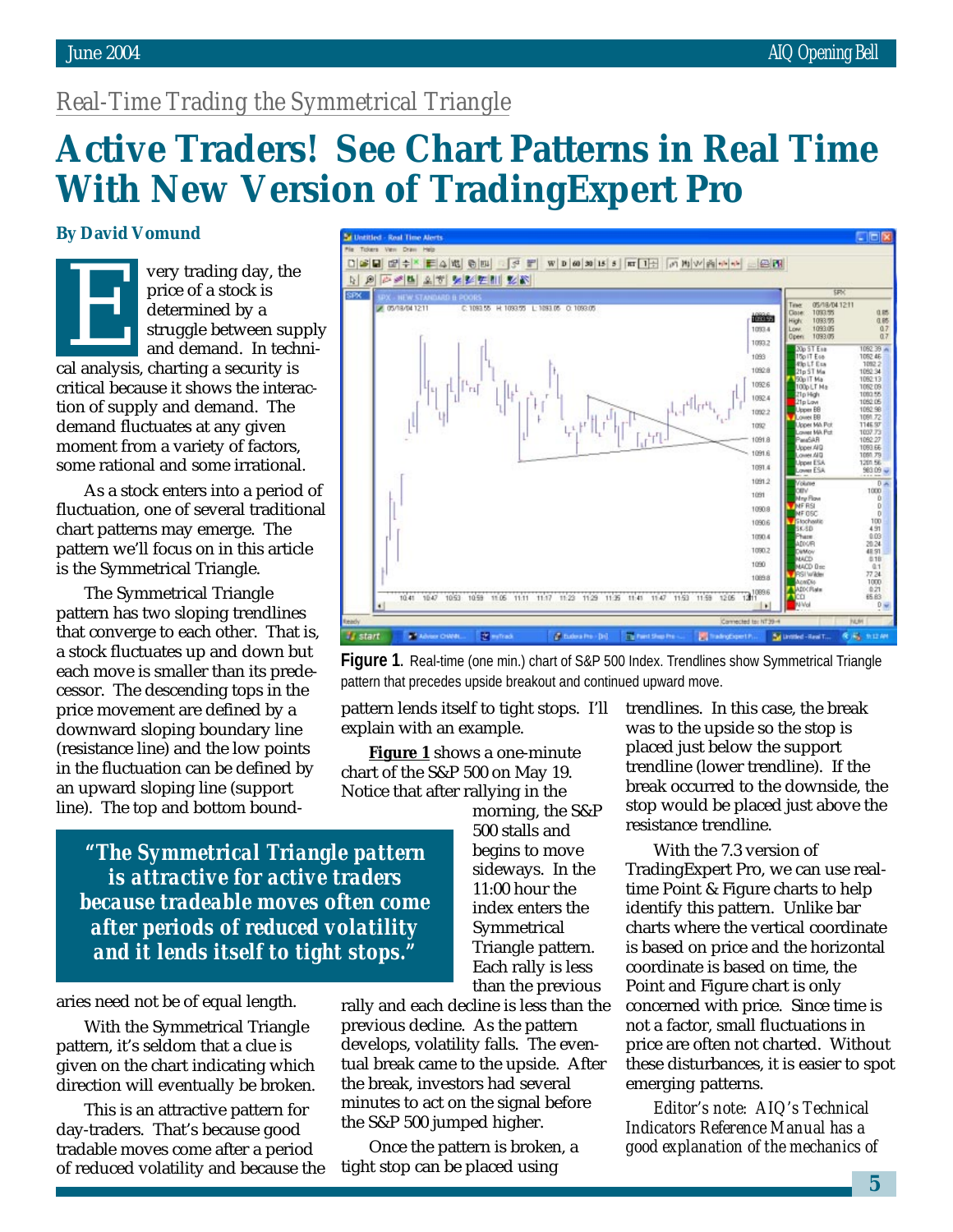*Real-Time Trading the Symmetrical Triangle*

# Active Traders! See Chart Patterns in Real Time With New Version of TradingExpert Pro

**By David Vomund**

Every trading day, the price of a stock is determined by a struggle between supply and demand. In technical analysis, charting a security is critical because it shows the interaction of supply and demand. The demand fluctuates at any given moment from a variety of factors, some rational and some irrational.

As a stock enters into a period of fluctuation, one of several traditional chart patterns may emerge. The pattern we'll focus on in this article is the Symmetrical Triangle.

The Symmetrical Triangle pattern has two sloping trendlines that converge to each other. That is, a stock fluctuates up and down but each move is smaller than its predecessor. The descending tops in the price movement are defined by a downward sloping boundary line (resistance line) and the low points in the fluctuation can be defined by an upward sloping line (support line). The top and bottom boundaries need not be of equal length.

> **"The Symmetrical Triangle pattern is attractive for active traders because tradeable moves often come after periods of reduced volatility and it lends itself to tight stops."**

With the Symmetrical Triangle pattern, it's seldom that a clue is given on the chart indicating which direction will eventually be broken.

This is an attractive pattern for day-traders. That's because good tradable moves come after a period of reduced volatility and because the pattern lends itself to tight stops. I'll explain with an example.

**Figure 1** shows a one-minute chart of the S&P 500 on May 19. Notice that after rallying in the morning, the S&P 500 stalls and begins to move sideways. In the 11:00 hour the index enters the Symmetrical Triangle pattern. Each rally is less than the previous rally and each decline is less than the previous decline. As the pattern develops, volatility falls. The eventual break came to the upside. After the break, investors had several minutes to act on the signal before the S&P 500 jumped higher.

**Figure 1**. Real-time (one min.) chart of S&P 500 Index. Trendlines show Symmetrical Triangle pattern that precedes upside breakout and continued upward move.

Once the pattern is broken, a tight stop can be placed using trendlines. In this case, the break was to the upside so the stop is placed just below the support trendline (lower trendline). If the break occurred to the downside, the stop would be placed just above the resistance trendline.

With the 7.3 version of TradingExpert Pro, we can use real-time Point & Figure charts to help identify this pattern. Unlike bar charts where the vertical coordinate is based on price and the horizontal coordinate is based on time, the Point and Figure chart is only concerned with price. Since time is not a factor, small fluctuations in price are often not charted. Without these disturbances, it is easier to spot emerging patterns.

*Editor's note: AIQ's Technical Indicators Reference Manual has a good explanation of the mechanics of*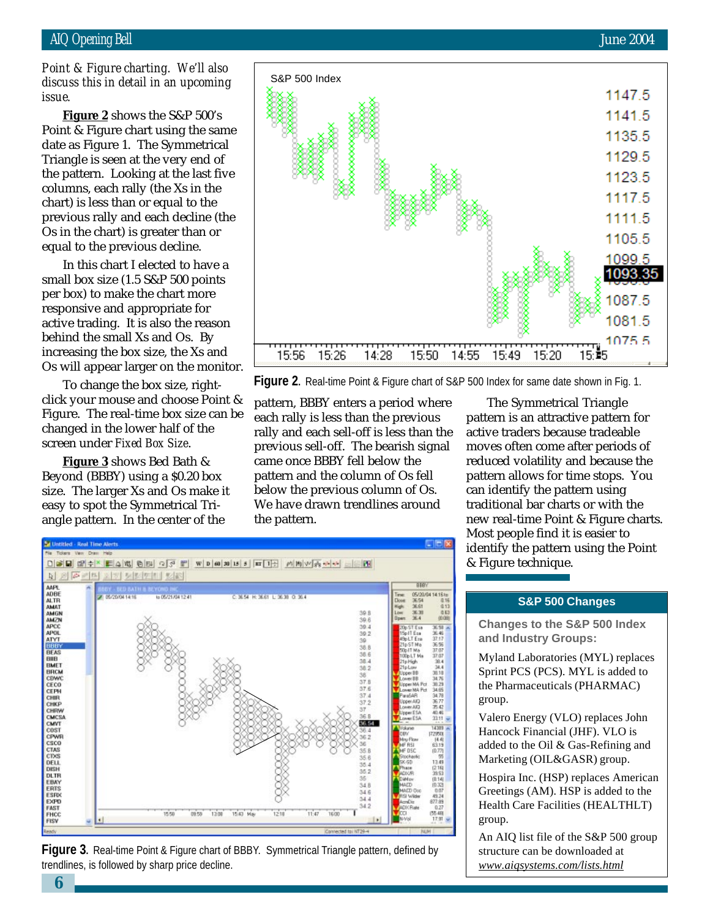*Point & Figure charting. We'll also discuss this in detail in an upcoming issue.*

**Figure 2** shows the S&P 500's Point & Figure chart using the same date as Figure 1. The Symmetrical Triangle is seen at the very end of the pattern. Looking at the last five columns, each rally (the Xs in the chart) is less than or equal to the previous rally and each decline (the Os in the chart) is greater than or equal to the previous decline.

In this chart I elected to have a small box size (1.5 S&P 500 points per box) to make the chart more responsive and appropriate for active trading. It is also the reason behind the small Xs and Os. By increasing the box size, the Xs and Os will appear larger on the monitor.

To change the box size, right-click your mouse and choose Point & Figure. The real-time box size can be changed in the lower half of the screen under *Fixed Box Size*.

**Figure 3** shows Bed Bath & Beyond (BBBY) using a $0.20 box size. The larger Xs and Os make it easy to spot the Symmetrical Triangle pattern. In the center of the pattern, BBBY enters a period where each rally is less than the previous rally and each sell-off is less than the previous sell-off. The bearish signal came once BBBY fell below the pattern and the column of Os fell below the previous column of Os. We have drawn trendlines around the pattern.

**Figure 2.** Real-time Point & Figure chart of S&P 500 Index for same date shown in Fig. 1.

The Symmetrical Triangle pattern is an attractive pattern for active traders because tradeable moves often come after periods of reduced volatility and because the pattern allows for time stops. You can identify the pattern using traditional bar charts or with the new real-time Point & Figure charts. Most people find it is easier to identify the pattern using the Point & Figure technique.

**Figure 3.** Real-time Point & Figure chart of BBBY. Symmetrical Triangle pattern, defined by trendlines, is followed by sharp price decline.

## S&P 500 Changes

**Changes to the S&P 500 Index and Industry Groups:**

Myland Laboratories (MYL) replaces Sprint PCS (PCS). MYL is added to the Pharmaceuticals (PHARMAC) group.

Valero Energy (VLO) replaces John Hancock Financial (JHF). VLO is added to the Oil & Gas-Refining and Marketing (OIL&GASR) group.

Hospira Inc. (HSP) replaces American Greetings (AM). HSP is added to the Health Care Facilities (HEALTHLT) group.

An AIQ list file of the S&P 500 group structure can be downloaded at *www.aiqsystems.com/lists.html*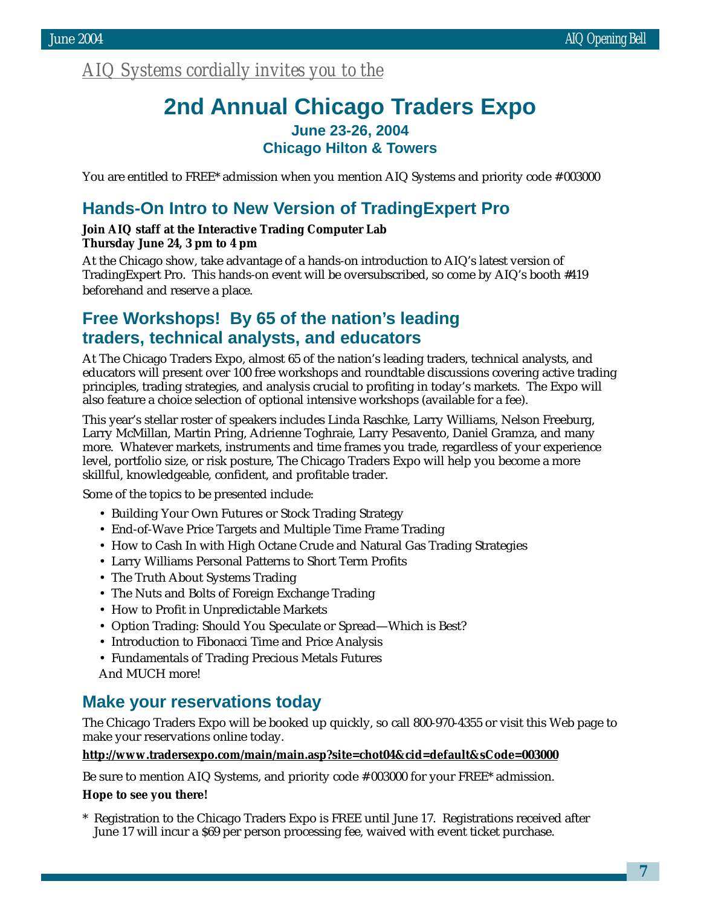*AIQ Systems cordially invites you to the*

# 2nd Annual Chicago Traders Expo

**June 23-26, 2004**
**Chicago Hilton & Towers**

You are entitled to FREE* admission when you mention AIQ Systems and priority code #003000

## Hands-On Intro to New Version of TradingExpert Pro

**Join AIQ staff at the Interactive Trading Computer Lab**
**Thursday June 24, 3 pm to 4 pm**

At the Chicago show, take advantage of a hands-on introduction to AIQ's latest version of TradingExpert Pro. This hands-on event will be oversubscribed, so come by AIQ's booth #419 beforehand and reserve a place.

## Free Workshops! By 65 of the nation's leading traders, technical analysts, and educators

At The Chicago Traders Expo, almost 65 of the nation's leading traders, technical analysts, and educators will present over 100 free workshops and roundtable discussions covering active trading principles, trading strategies, and analysis crucial to profiting in today's markets. The Expo will also feature a choice selection of optional intensive workshops (available for a fee).

This year's stellar roster of speakers includes Linda Raschke, Larry Williams, Nelson Freeburg, Larry McMillan, Martin Pring, Adrienne Toghraie, Larry Pesavento, Daniel Gramza, and many more. Whatever markets, instruments and time frames you trade, regardless of your experience level, portfolio size, or risk posture, The Chicago Traders Expo will help you become a more skillful, knowledgeable, confident, and profitable trader.

Some of the topics to be presented include:

- Building Your Own Futures or Stock Trading Strategy
- End-of-Wave Price Targets and Multiple Time Frame Trading
- How to Cash In with High Octane Crude and Natural Gas Trading Strategies
- Larry Williams Personal Patterns to Short Term Profits
- The Truth About Systems Trading
- The Nuts and Bolts of Foreign Exchange Trading
- How to Profit in Unpredictable Markets
- Option Trading: Should You Speculate or Spread—Which is Best?
- Introduction to Fibonacci Time and Price Analysis
- Fundamentals of Trading Precious Metals Futures

And MUCH more!

## Make your reservations today

The Chicago Traders Expo will be booked up quickly, so call 800-970-4355 or visit this Web page to make your reservations online today.

**http://www.tradersexpo.com/main/main.asp?site=chot04&cid=default&sCode=003000**

Be sure to mention AIQ Systems, and priority code #003000 for your FREE* admission.

**Hope to see you there!**

\* Registration to the Chicago Traders Expo is FREE until June 17. Registrations received after June 17 will incur a $69 per person processing fee, waived with event ticket purchase.